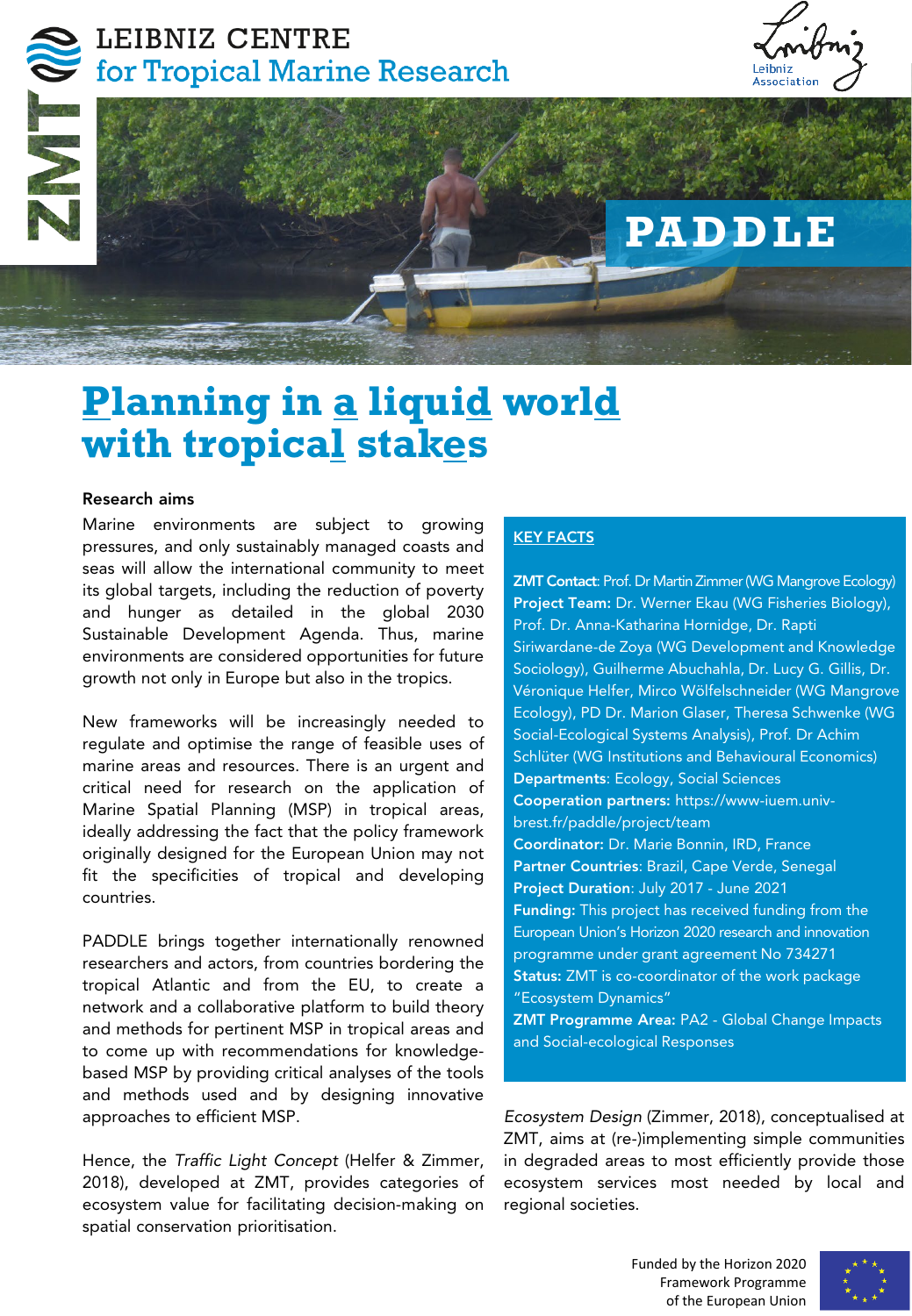# LEIBNIZ CENTRE for Tropical Marine Research

## PADDLE

# Planning in a liquid world with tropical stakes

### Research aims

Marine environments are subject to growing pressures, and only sustainably managed coasts and seas will allow the international community to meet its global targets, including the reduction of poverty and hunger as detailed in the global 2030 Sustainable Development Agenda. Thus, marine environments are considered opportunities for future growth not only in Europe but also in the tropics.

New frameworks will be increasingly needed to regulate and optimise the range of feasible uses of marine areas and resources. There is an urgent and critical need for research on the application of Marine Spatial Planning (MSP) in tropical areas, ideally addressing the fact that the policy framework originally designed for the European Union may not fit the specificities of tropical and developing countries.

PADDLE brings together internationally renowned researchers and actors, from countries bordering the tropical Atlantic and from the EU, to create a network and a collaborative platform to build theory and methods for pertinent MSP in tropical areas and to come up with recommendations for knowledge-based MSP by providing critical analyses of the tools and methods used and by designing innovative approaches to efficient MSP.

Hence, the *Traffic Light Concept* (Helfer & Zimmer, 2018), developed at ZMT, provides categories of ecosystem value for facilitating decision-making on spatial conservation prioritisation.

*Ecosystem Design* (Zimmer, 2018), conceptualised at ZMT, aims at (re-)implementing simple communities in degraded areas to most efficiently provide those ecosystem services most needed by local and regional societies.

### KEY FACTS

**ZMT Contact**: Prof. Dr Martin Zimmer (WG Mangrove Ecology)
**Project Team:** Dr. Werner Ekau (WG Fisheries Biology), Prof. Dr. Anna-Katharina Hornidge, Dr. Rapti Siriwardane-de Zoya (WG Development and Knowledge Sociology), Guilherme Abuchahla, Dr. Lucy G. Gillis, Dr. Véronique Helfer, Mirco Wölfelschneider (WG Mangrove Ecology), PD Dr. Marion Glaser, Theresa Schwenke (WG Social-Ecological Systems Analysis), Prof. Dr Achim Schlüter (WG Institutions and Behavioural Economics)
**Departments**: Ecology, Social Sciences
**Cooperation partners:** https://www-iuem.univ-brest.fr/paddle/project/team
**Coordinator:** Dr. Marie Bonnin, IRD, France
**Partner Countries**: Brazil, Cape Verde, Senegal
**Project Duration**: July 2017 - June 2021
**Funding:** This project has received funding from the European Union's Horizon 2020 research and innovation programme under grant agreement No 734271
**Status:** ZMT is co-coordinator of the work package "Ecosystem Dynamics"
**ZMT Programme Area:** PA2 - Global Change Impacts and Social-ecological Responses

Funded by the Horizon 2020 Framework Programme of the European Union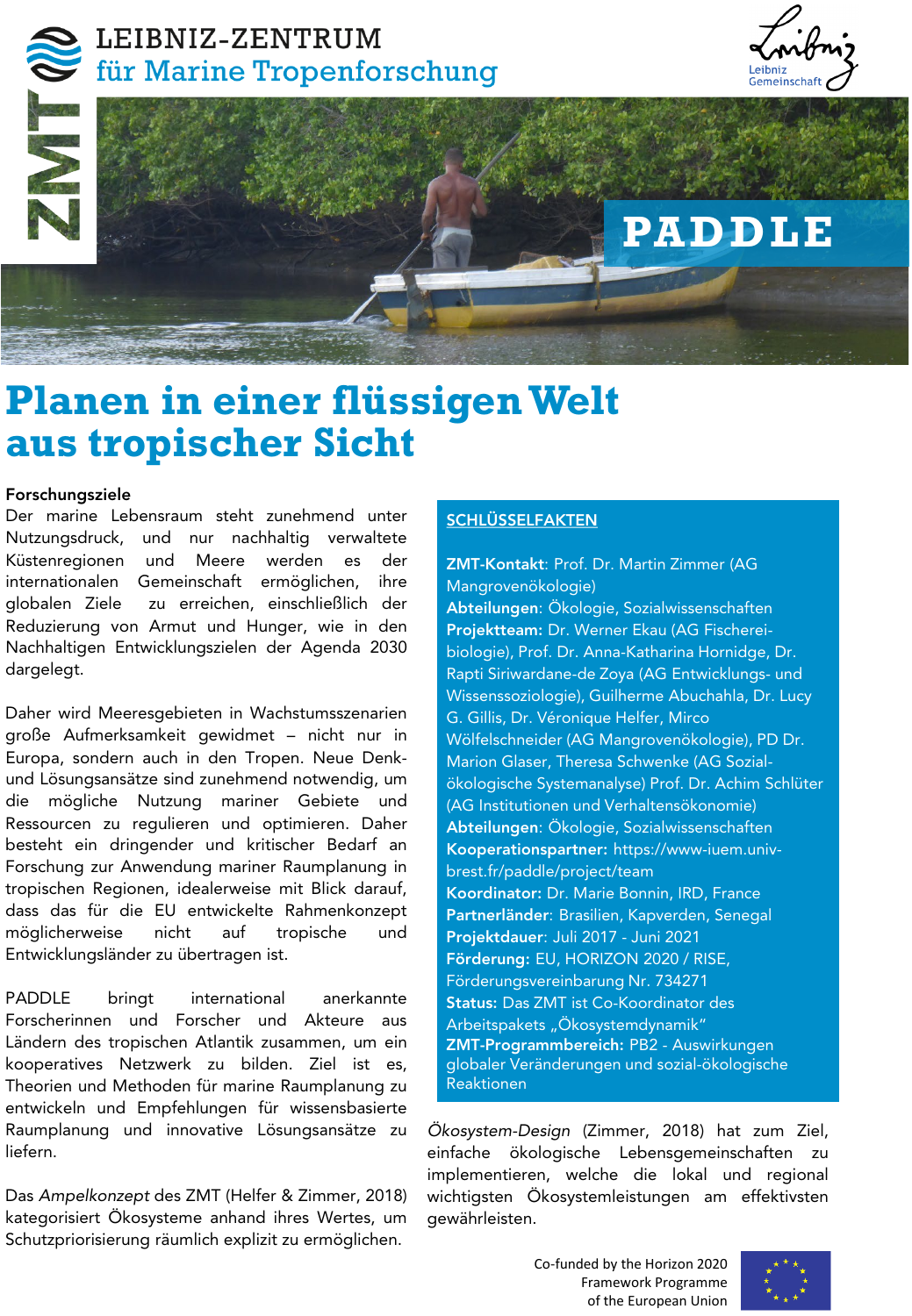LEIBNIZ-ZENTRUM
für Marine Tropenforschung

PADDLE

# Planen in einer flüssigen Welt aus tropischer Sicht

**Forschungsziele**

Der marine Lebensraum steht zunehmend unter Nutzungsdruck, und nur nachhaltig verwaltete Küstenregionen und Meere werden es der internationalen Gemeinschaft ermöglichen, ihre globalen Ziele zu erreichen, einschließlich der Reduzierung von Armut und Hunger, wie in den Nachhaltigen Entwicklungszielen der Agenda 2030 dargelegt.

Daher wird Meeresgebieten in Wachstumsszenarien große Aufmerksamkeit gewidmet – nicht nur in Europa, sondern auch in den Tropen. Neue Denk- und Lösungsansätze sind zunehmend notwendig, um die mögliche Nutzung mariner Gebiete und Ressourcen zu regulieren und optimieren. Daher besteht ein dringender und kritischer Bedarf an Forschung zur Anwendung mariner Raumplanung in tropischen Regionen, idealerweise mit Blick darauf, dass das für die EU entwickelte Rahmenkonzept möglicherweise nicht auf tropische und Entwicklungsländer zu übertragen ist.

PADDLE bringt international anerkannte Forscherinnen und Forscher und Akteure aus Ländern des tropischen Atlantik zusammen, um ein kooperatives Netzwerk zu bilden. Ziel ist es, Theorien und Methoden für marine Raumplanung zu entwickeln und Empfehlungen für wissensbasierte Raumplanung und innovative Lösungsansätze zu liefern.

Das *Ampelkonzept* des ZMT (Helfer & Zimmer, 2018) kategorisiert Ökosysteme anhand ihres Wertes, um Schutzpriorisierung räumlich explizit zu ermöglichen.

**SCHLÜSSELFAKTEN**

**ZMT-Kontakt**: Prof. Dr. Martin Zimmer (AG Mangrovenökologie)
**Abteilungen**: Ökologie, Sozialwissenschaften
**Projektteam**: Dr. Werner Ekau (AG Fischerei-biologie), Prof. Dr. Anna-Katharina Hornidge, Dr. Rapti Siriwardane-de Zoya (AG Entwicklungs- und Wissenssoziologie), Guilherme Abuchahla, Dr. Lucy G. Gillis, Dr. Véronique Helfer, Mirco Wölfelschneider (AG Mangrovenökologie), PD Dr. Marion Glaser, Theresa Schwenke (AG Sozial-ökologische Systemanalyse) Prof. Dr. Achim Schlüter (AG Institutionen und Verhaltensökonomie)
**Abteilungen**: Ökologie, Sozialwissenschaften
**Kooperationspartner:** https://www-iuem.univ-brest.fr/paddle/project/team
**Koordinator:** Dr. Marie Bonnin, IRD, France
**Partnerländer**: Brasilien, Kapverden, Senegal
**Projektdauer**: Juli 2017 - Juni 2021
**Förderung:** EU, HORIZON 2020 / RISE, Förderungsvereinbarung Nr. 734271
**Status:** Das ZMT ist Co-Koordinator des Arbeitspakets „Ökosystemdynamik"
**ZMT-Programmbereich:** PB2 - Auswirkungen globaler Veränderungen und sozial-ökologische Reaktionen

*Ökosystem-Design* (Zimmer, 2018) hat zum Ziel, einfache ökologische Lebensgemeinschaften zu implementieren, welche die lokal und regional wichtigsten Ökosystemleistungen am effektivsten gewährleisten.

Co-funded by the Horizon 2020 Framework Programme of the European Union